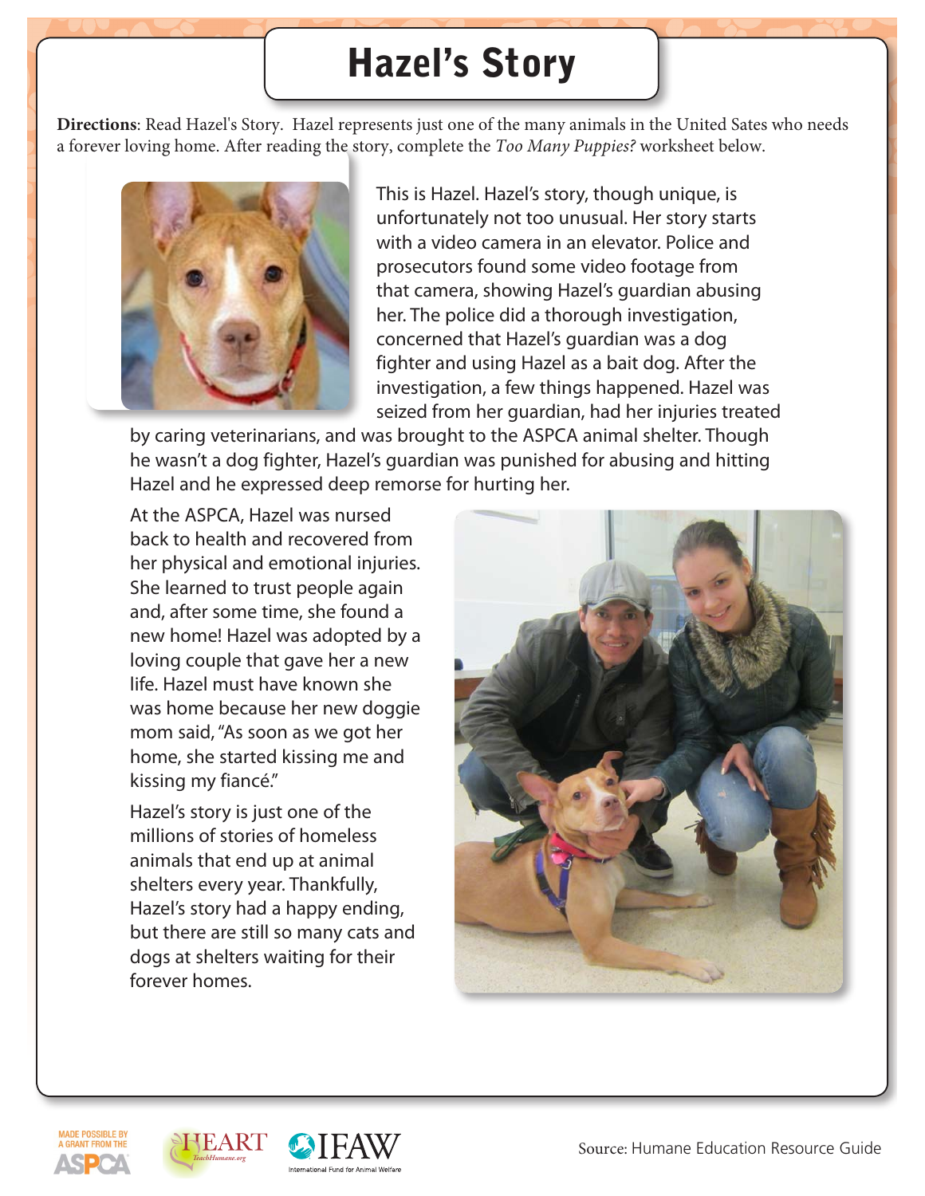# Hazel's Story

**Directions**: Read Hazel's Story. Hazel represents just one of the many animals in the United Sates who needs a forever loving home. After reading the story, complete the *Too Many Puppies?* worksheet below.

This is Hazel. Hazel's story, though unique, is unfortunately not too unusual. Her story starts with a video camera in an elevator. Police and prosecutors found some video footage from that camera, showing Hazel's guardian abusing her. The police did a thorough investigation, concerned that Hazel's guardian was a dog fighter and using Hazel as a bait dog. After the investigation, a few things happened. Hazel was seized from her guardian, had her injuries treated by caring veterinarians, and was brought to the ASPCA animal shelter. Though he wasn't a dog fighter, Hazel's guardian was punished for abusing and hitting Hazel and he expressed deep remorse for hurting her.

At the ASPCA, Hazel was nursed back to health and recovered from her physical and emotional injuries. She learned to trust people again and, after some time, she found a new home! Hazel was adopted by a loving couple that gave her a new life. Hazel must have known she was home because her new doggie mom said, "As soon as we got her home, she started kissing me and kissing my fiancé."

Hazel's story is just one of the millions of stories of homeless animals that end up at animal shelters every year. Thankfully, Hazel's story had a happy ending, but there are still so many cats and dogs at shelters waiting for their forever homes.

MADE POSSIBLE BY A GRANT FROM THE ASPCA

HEART TeachHumane.org

IFAW International Fund for Animal Welfare

Source: Humane Education Resource Guide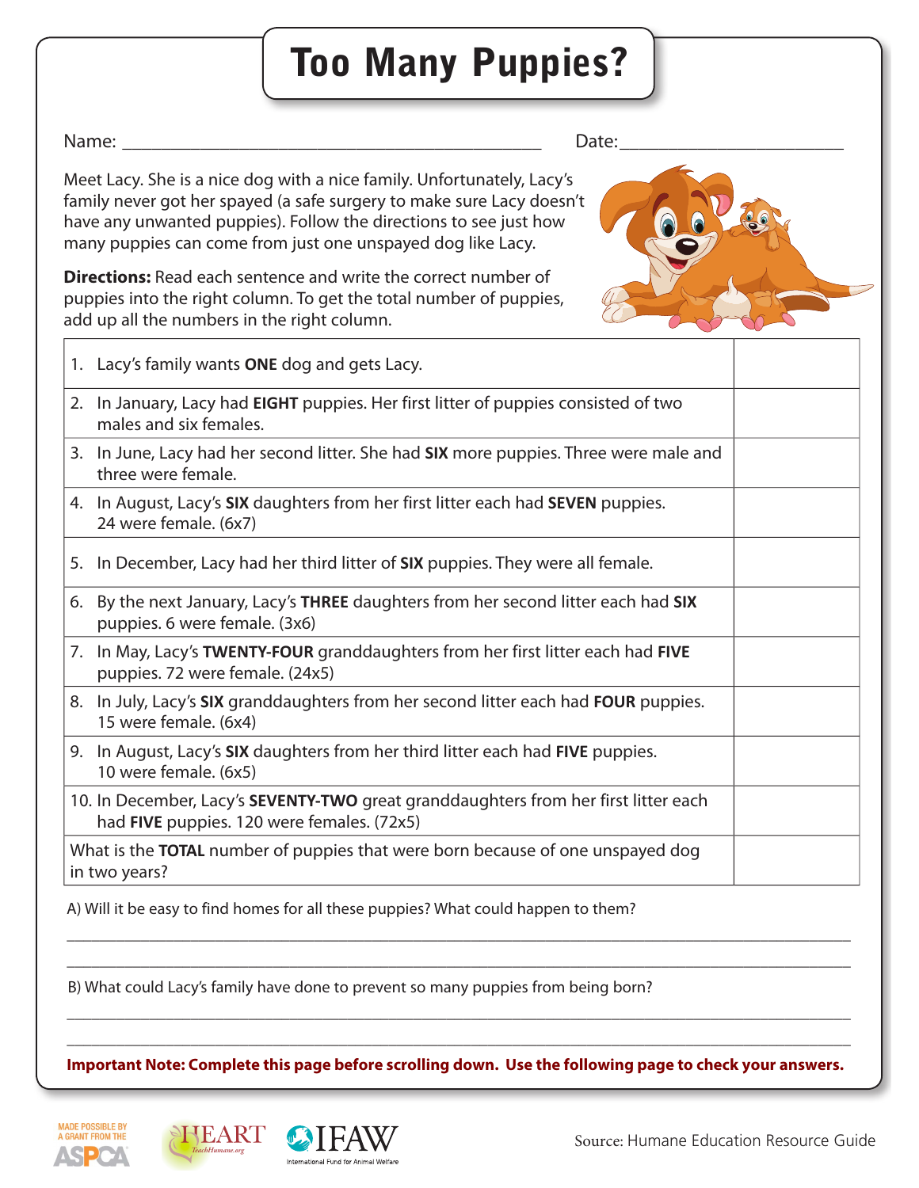# Too Many Puppies?

Name: ____________________________________________ Date:______________________

Meet Lacy. She is a nice dog with a nice family. Unfortunately, Lacy's family never got her spayed (a safe surgery to make sure Lacy doesn't have any unwanted puppies). Follow the directions to see just how many puppies can come from just one unspayed dog like Lacy.

**Directions:** Read each sentence and write the correct number of puppies into the right column. To get the total number of puppies, add up all the numbers in the right column.

| | |
|---|---|
| 1. Lacy's family wants **ONE** dog and gets Lacy. | |
| 2. In January, Lacy had **EIGHT** puppies. Her first litter of puppies consisted of two males and six females. | |
| 3. In June, Lacy had her second litter. She had **SIX** more puppies. Three were male and three were female. | |
| 4. In August, Lacy's **SIX** daughters from her first litter each had **SEVEN** puppies. 24 were female. (6x7) | |
| 5. In December, Lacy had her third litter of **SIX** puppies. They were all female. | |
| 6. By the next January, Lacy's **THREE** daughters from her second litter each had **SIX** puppies. 6 were female. (3x6) | |
| 7. In May, Lacy's **TWENTY-FOUR** granddaughters from her first litter each had **FIVE** puppies. 72 were female. (24x5) | |
| 8. In July, Lacy's **SIX** granddaughters from her second litter each had **FOUR** puppies. 15 were female. (6x4) | |
| 9. In August, Lacy's **SIX** daughters from her third litter each had **FIVE** puppies. 10 were female. (6x5) | |
| 10. In December, Lacy's **SEVENTY-TWO** great granddaughters from her first litter each had **FIVE** puppies. 120 were females. (72x5) | |
| What is the **TOTAL** number of puppies that were born because of one unspayed dog in two years? | |

A) Will it be easy to find homes for all these puppies? What could happen to them?

______________________________________________________________________________

______________________________________________________________________________

B) What could Lacy's family have done to prevent so many puppies from being born?

______________________________________________________________________________

______________________________________________________________________________

**Important Note: Complete this page before scrolling down. Use the following page to check your answers.**

MADE POSSIBLE BY A GRANT FROM THE ASPCA

HEART TeachHumane.org

IFAW International Fund for Animal Welfare

Source: Humane Education Resource Guide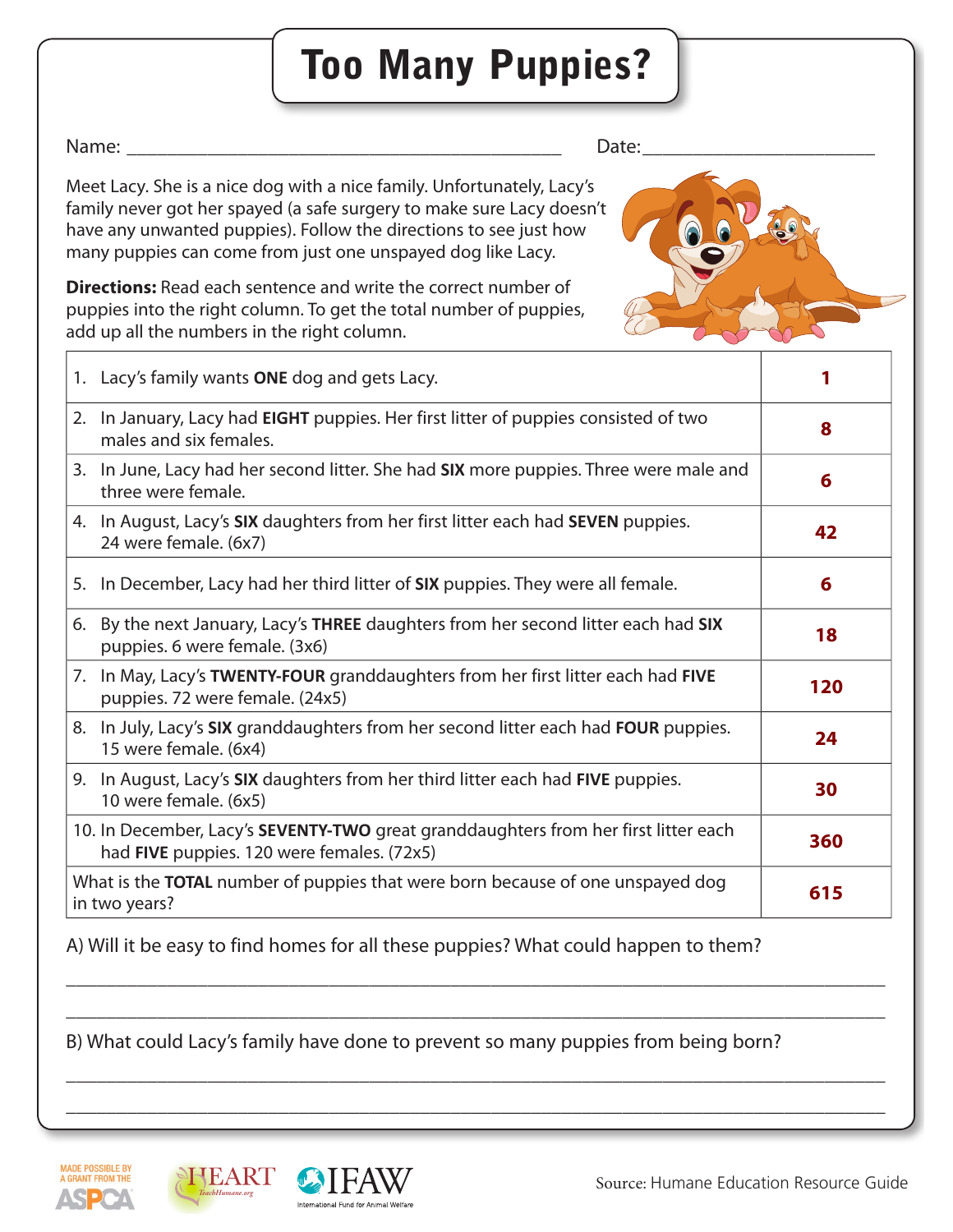# Too Many Puppies?

Name: ____________________________________________ Date:_______________________

Meet Lacy. She is a nice dog with a nice family. Unfortunately, Lacy's family never got her spayed (a safe surgery to make sure Lacy doesn't have any unwanted puppies). Follow the directions to see just how many puppies can come from just one unspayed dog like Lacy.

**Directions:** Read each sentence and write the correct number of puppies into the right column. To get the total number of puppies, add up all the numbers in the right column.

| | |
|---|---|
| 1. Lacy's family wants **ONE** dog and gets Lacy. | **1** |
| 2. In January, Lacy had **EIGHT** puppies. Her first litter of puppies consisted of two males and six females. | **8** |
| 3. In June, Lacy had her second litter. She had **SIX** more puppies. Three were male and three were female. | **6** |
| 4. In August, Lacy's **SIX** daughters from her first litter each had **SEVEN** puppies. 24 were female. (6x7) | **42** |
| 5. In December, Lacy had her third litter of **SIX** puppies. They were all female. | **6** |
| 6. By the next January, Lacy's **THREE** daughters from her second litter each had **SIX** puppies. 6 were female. (3x6) | **18** |
| 7. In May, Lacy's **TWENTY-FOUR** granddaughters from her first litter each had **FIVE** puppies. 72 were female. (24x5) | **120** |
| 8. In July, Lacy's **SIX** granddaughters from her second litter each had **FOUR** puppies. 15 were female. (6x4) | **24** |
| 9. In August, Lacy's **SIX** daughters from her third litter each had **FIVE** puppies. 10 were female. (6x5) | **30** |
| 10. In December, Lacy's **SEVENTY-TWO** great granddaughters from her first litter each had **FIVE** puppies. 120 were females. (72x5) | **360** |
| What is the **TOTAL** number of puppies that were born because of one unspayed dog in two years? | **615** |

A) Will it be easy to find homes for all these puppies? What could happen to them?

______________________________________________________________________________

______________________________________________________________________________

B) What could Lacy's family have done to prevent so many puppies from being born?

______________________________________________________________________________

______________________________________________________________________________

MADE POSSIBLE BY A GRANT FROM THE ASPCA

HEART TeachHumane.org

IFAW International Fund for Animal Welfare

Source: Humane Education Resource Guide